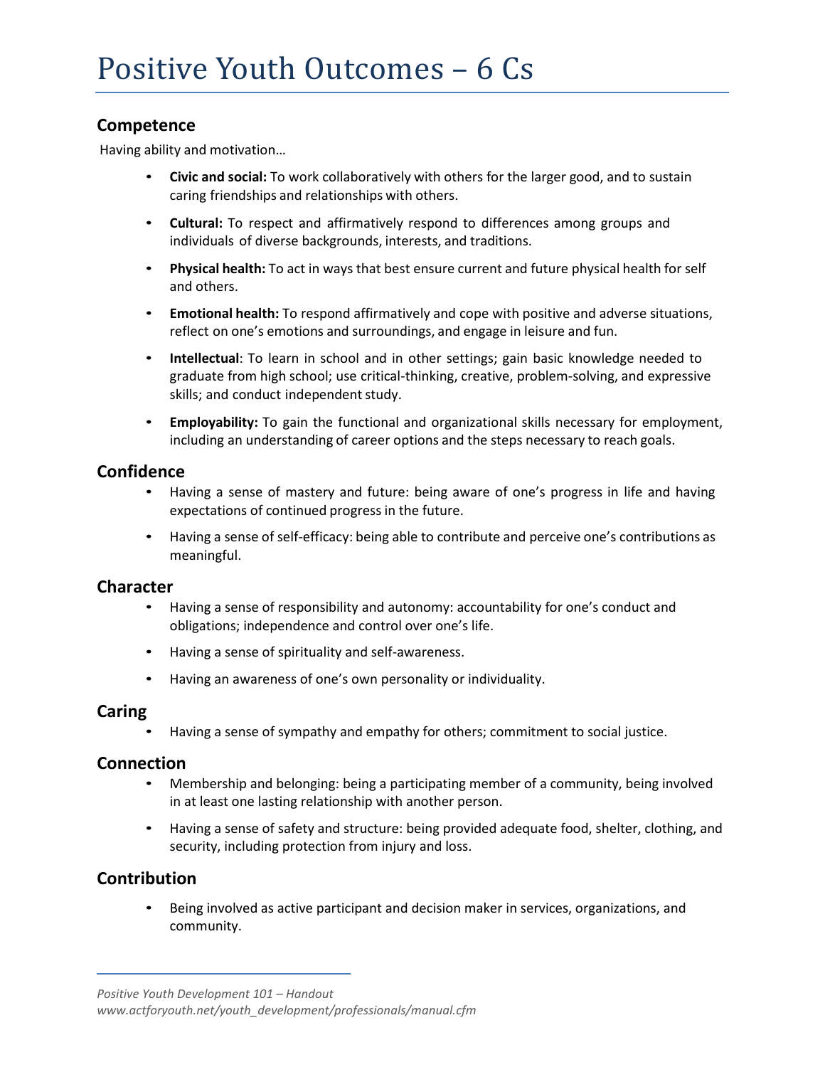# Positive Youth Outcomes – 6 Cs

## Competence

Having ability and motivation…

- **Civic and social:** To work collaboratively with others for the larger good, and to sustain caring friendships and relationships with others.
- **Cultural:** To respect and affirmatively respond to differences among groups and individuals of diverse backgrounds, interests, and traditions.
- **Physical health:** To act in ways that best ensure current and future physical health for self and others.
- **Emotional health:** To respond affirmatively and cope with positive and adverse situations, reflect on one's emotions and surroundings, and engage in leisure and fun.
- **Intellectual**: To learn in school and in other settings; gain basic knowledge needed to graduate from high school; use critical-thinking, creative, problem-solving, and expressive skills; and conduct independent study.
- **Employability:** To gain the functional and organizational skills necessary for employment, including an understanding of career options and the steps necessary to reach goals.

## Confidence

- Having a sense of mastery and future: being aware of one's progress in life and having expectations of continued progress in the future.
- Having a sense of self-efficacy: being able to contribute and perceive one's contributions as meaningful.

## Character

- Having a sense of responsibility and autonomy: accountability for one's conduct and obligations; independence and control over one's life.
- Having a sense of spirituality and self-awareness.
- Having an awareness of one's own personality or individuality.

## Caring

- Having a sense of sympathy and empathy for others; commitment to social justice.

## Connection

- Membership and belonging: being a participating member of a community, being involved in at least one lasting relationship with another person.
- Having a sense of safety and structure: being provided adequate food, shelter, clothing, and security, including protection from injury and loss.

## Contribution

- Being involved as active participant and decision maker in services, organizations, and community.

---

*Positive Youth Development 101 – Handout*
*www.actforyouth.net/youth_development/professionals/manual.cfm*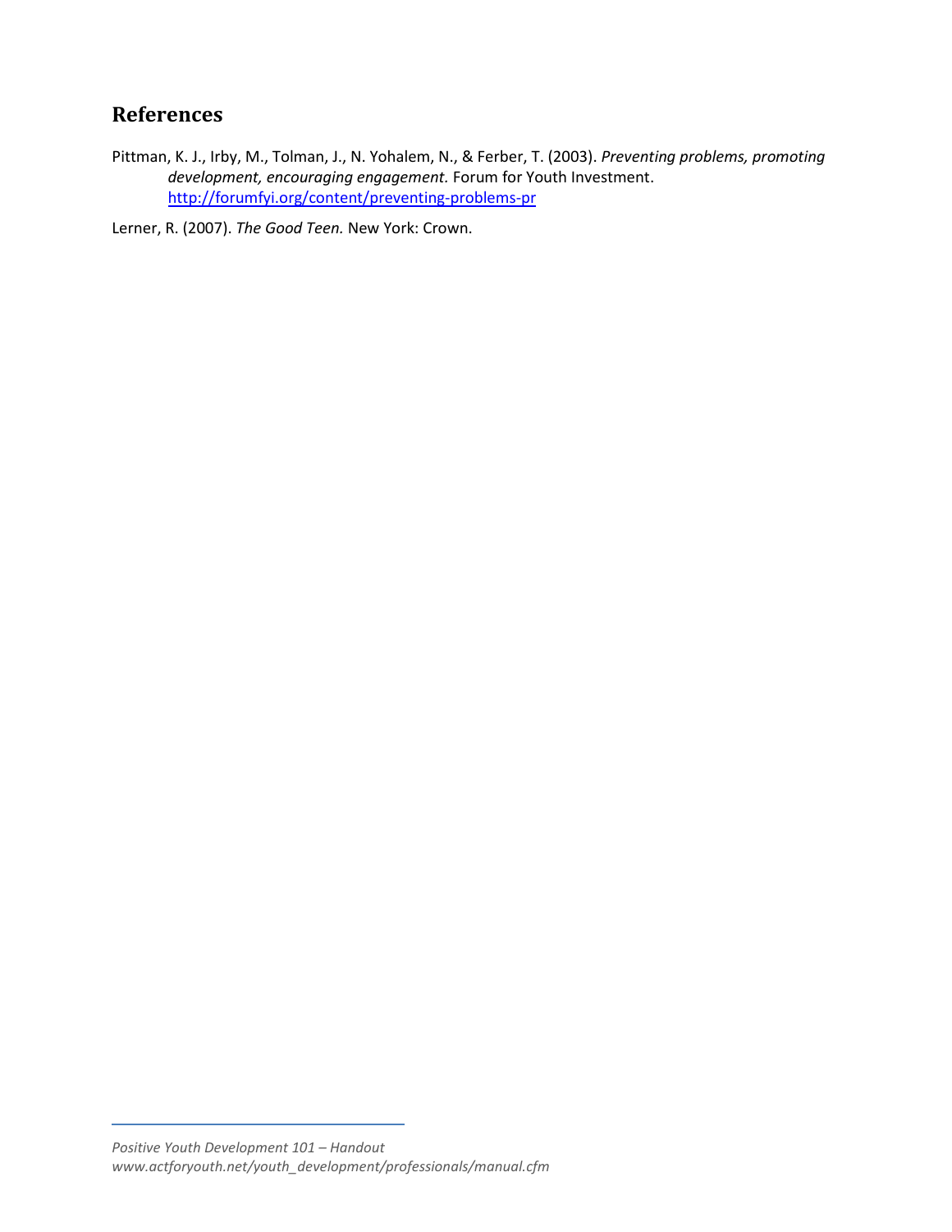## References

Pittman, K. J., Irby, M., Tolman, J., N. Yohalem, N., & Ferber, T. (2003). *Preventing problems, promoting development, encouraging engagement.* Forum for Youth Investment. http://forumfyi.org/content/preventing-problems-pr

Lerner, R. (2007). *The Good Teen.* New York: Crown.